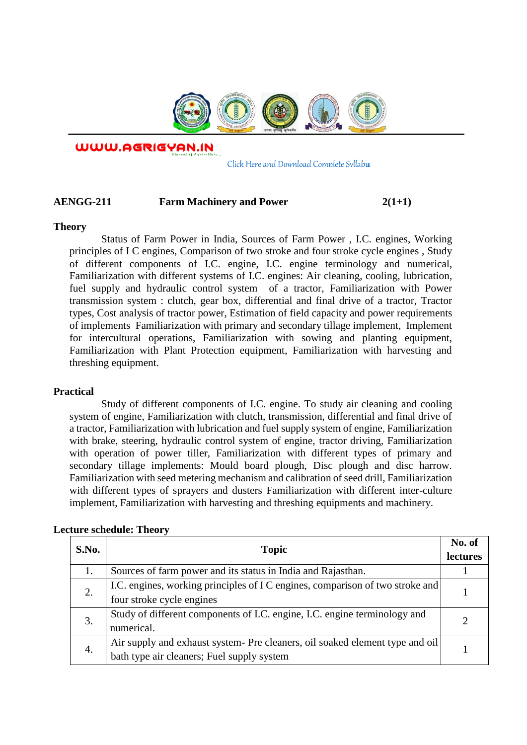WWW.AGRIGYAN.IN

Click Here and Download Complete Syllabus

**AENGG-211 Farm Machinery and Power 2(1+1)**

**Theory**

Status of Farm Power in India, Sources of Farm Power , I.C. engines, Working principles of I C engines, Comparison of two stroke and four stroke cycle engines , Study of different components of I.C. engine, I.C. engine terminology and numerical, Familiarization with different systems of I.C. engines: Air cleaning, cooling, lubrication, fuel supply and hydraulic control system of a tractor, Familiarization with Power transmission system : clutch, gear box, differential and final drive of a tractor, Tractor types, Cost analysis of tractor power, Estimation of field capacity and power requirements of implements Familiarization with primary and secondary tillage implement, Implement for intercultural operations, Familiarization with sowing and planting equipment, Familiarization with Plant Protection equipment, Familiarization with harvesting and threshing equipment.

**Practical**

Study of different components of I.C. engine. To study air cleaning and cooling system of engine, Familiarization with clutch, transmission, differential and final drive of a tractor, Familiarization with lubrication and fuel supply system of engine, Familiarization with brake, steering, hydraulic control system of engine, tractor driving, Familiarization with operation of power tiller, Familiarization with different types of primary and secondary tillage implements: Mould board plough, Disc plough and disc harrow. Familiarization with seed metering mechanism and calibration of seed drill, Familiarization with different types of sprayers and dusters Familiarization with different inter-culture implement, Familiarization with harvesting and threshing equipments and machinery.

**Lecture schedule: Theory**

| S.No. | Topic | No. of lectures |
|---|---|---|
| 1. | Sources of farm power and its status in India and Rajasthan. | 1 |
| 2. | I.C. engines, working principles of I C engines, comparison of two stroke and four stroke cycle engines | 1 |
| 3. | Study of different components of I.C. engine, I.C. engine terminology and numerical. | 2 |
| 4. | Air supply and exhaust system- Pre cleaners, oil soaked element type and oil bath type air cleaners; Fuel supply system | 1 |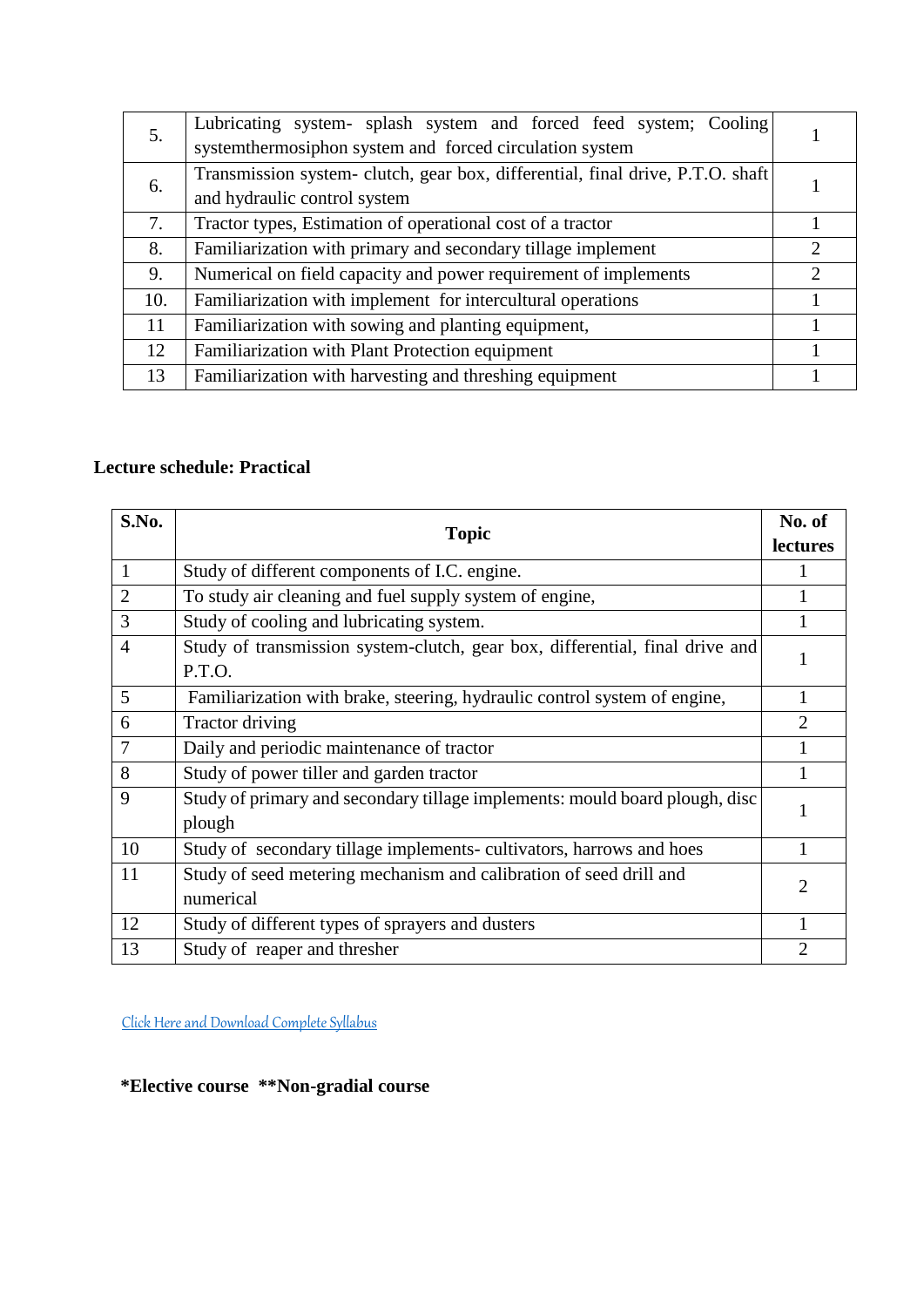| | | |
|---|---|---|
| 5. | Lubricating system- splash system and forced feed system; Cooling systemthermosiphon system and forced circulation system | 1 |
| 6. | Transmission system- clutch, gear box, differential, final drive, P.T.O. shaft and hydraulic control system | 1 |
| 7. | Tractor types, Estimation of operational cost of a tractor | 1 |
| 8. | Familiarization with primary and secondary tillage implement | 2 |
| 9. | Numerical on field capacity and power requirement of implements | 2 |
| 10. | Familiarization with implement for intercultural operations | 1 |
| 11 | Familiarization with sowing and planting equipment, | 1 |
| 12 | Familiarization with Plant Protection equipment | 1 |
| 13 | Familiarization with harvesting and threshing equipment | 1 |

**Lecture schedule: Practical**

| S.No. | Topic | No. of lectures |
|---|---|---|
| 1 | Study of different components of I.C. engine. | 1 |
| 2 | To study air cleaning and fuel supply system of engine, | 1 |
| 3 | Study of cooling and lubricating system. | 1 |
| 4 | Study of transmission system-clutch, gear box, differential, final drive and P.T.O. | 1 |
| 5 | Familiarization with brake, steering, hydraulic control system of engine, | 1 |
| 6 | Tractor driving | 2 |
| 7 | Daily and periodic maintenance of tractor | 1 |
| 8 | Study of power tiller and garden tractor | 1 |
| 9 | Study of primary and secondary tillage implements: mould board plough, disc plough | 1 |
| 10 | Study of secondary tillage implements- cultivators, harrows and hoes | 1 |
| 11 | Study of seed metering mechanism and calibration of seed drill and numerical | 2 |
| 12 | Study of different types of sprayers and dusters | 1 |
| 13 | Study of reaper and thresher | 2 |

Click Here and Download Complete Syllabus

**\*Elective course \*\*Non-gradial course**